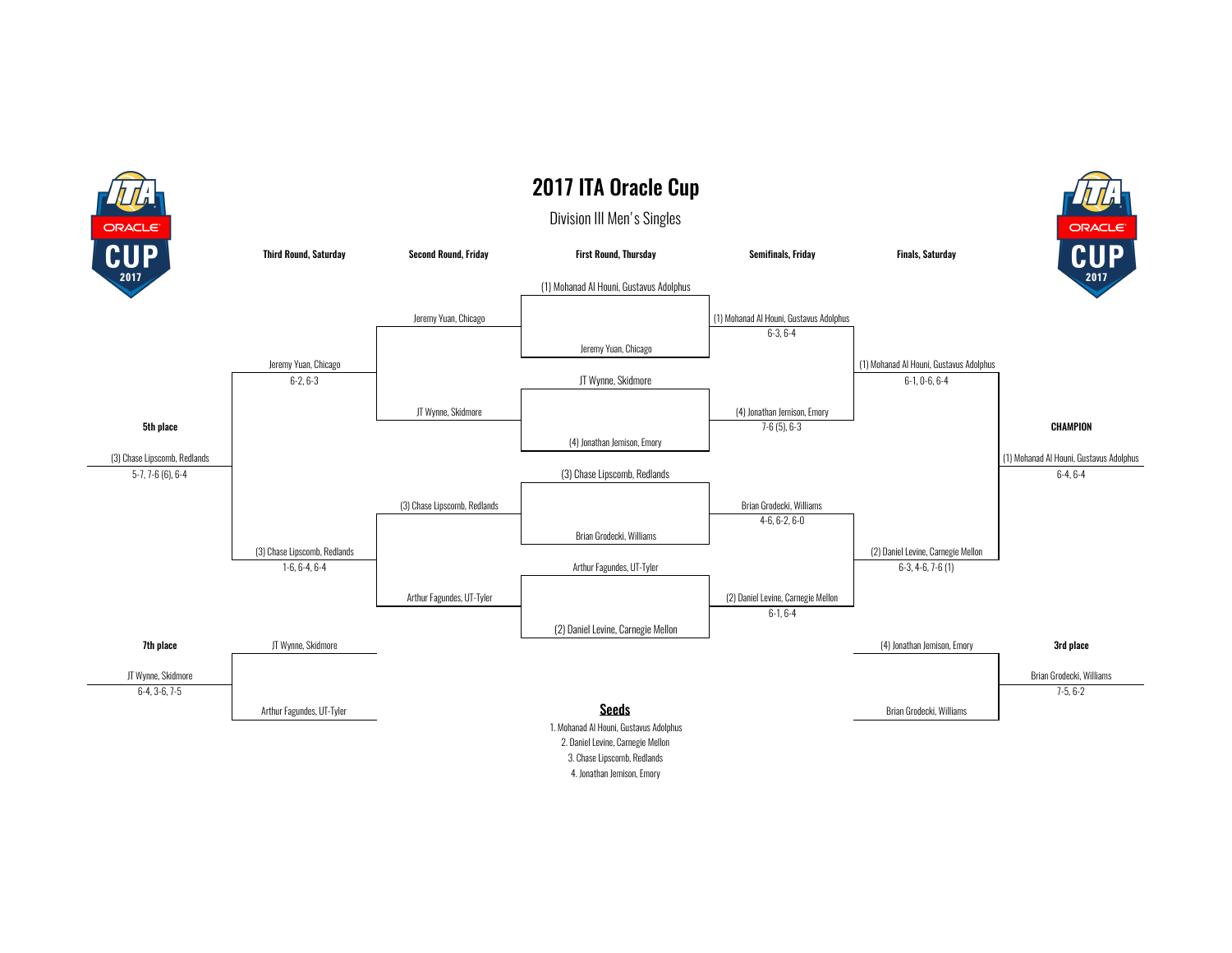# 2017 ITA Oracle Cup

## Division III Men's Singles

### First Round, Thursday

| Player | Player |
| --- | --- |
| (1) Mohanad Al Houni, Gustavus Adolphus | Jeremy Yuan, Chicago |
| JT Wynne, Skidmore | (4) Jonathan Jemison, Emory |
| (3) Chase Lipscomb, Redlands | Brian Grodecki, Williams |
| Arthur Fagundes, UT-Tyler | (2) Daniel Levine, Carnegie Mellon |

### Semifinals, Friday

| Winner | Score |
| --- | --- |
| (1) Mohanad Al Houni, Gustavus Adolphus | 6-3, 6-4 |
| (4) Jonathan Jemison, Emory | 7-6 (5), 6-3 |
| Brian Grodecki, Williams | 4-6, 6-2, 6-0 |
| (2) Daniel Levine, Carnegie Mellon | 6-1, 6-4 |

### Finals, Saturday

| Winner | Score |
| --- | --- |
| (1) Mohanad Al Houni, Gustavus Adolphus | 6-1, 0-6, 6-4 |
| (2) Daniel Levine, Carnegie Mellon | 6-3, 4-6, 7-6 (1) |

**CHAMPION**

(1) Mohanad Al Houni, Gustavus Adolphus — 6-4, 6-4

**3rd place**

(4) Jonathan Jemison, Emory vs. Brian Grodecki, Williams

Brian Grodecki, Williams — 7-5, 6-2

### Second Round, Friday

| Player | Player |
| --- | --- |
| Jeremy Yuan, Chicago | JT Wynne, Skidmore |
| (3) Chase Lipscomb, Redlands | Arthur Fagundes, UT-Tyler |

### Third Round, Saturday

| Winner | Score |
| --- | --- |
| Jeremy Yuan, Chicago | 6-2, 6-3 |
| (3) Chase Lipscomb, Redlands | 1-6, 6-4, 6-4 |

**5th place**

(3) Chase Lipscomb, Redlands — 5-7, 7-6 (6), 6-4

**7th place**

JT Wynne, Skidmore vs. Arthur Fagundes, UT-Tyler

JT Wynne, Skidmore — 6-4, 3-6, 7-5

## Seeds

1. Mohanad Al Houni, Gustavus Adolphus
2. Daniel Levine, Carnegie Mellon
3. Chase Lipscomb, Redlands
4. Jonathan Jemison, Emory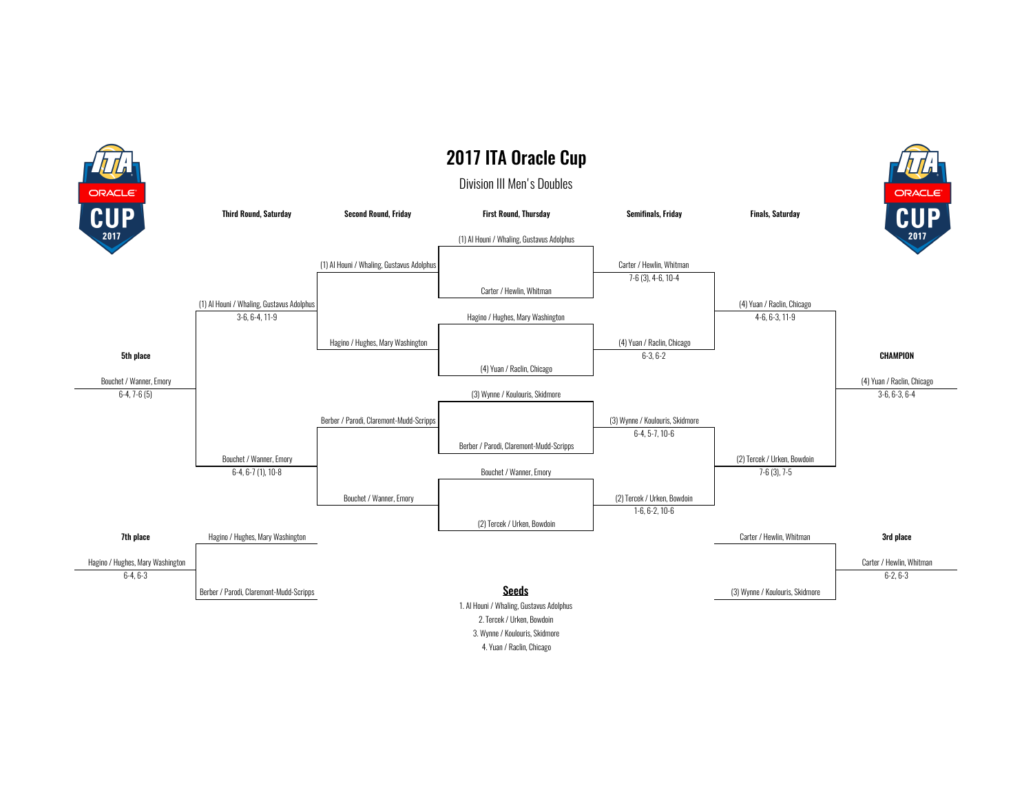# 2017 ITA Oracle Cup

## Division III Men's Doubles

### First Round, Thursday

(1) Al Houni / Whaling, Gustavus Adolphus
Carter / Hewlin, Whitman

Hagino / Hughes, Mary Washington
(4) Yuan / Raclin, Chicago

(3) Wynne / Koulouris, Skidmore
Berber / Parodi, Claremont-Mudd-Scripps

Bouchet / Wanner, Emory
(2) Tercek / Urken, Bowdoin

### Semifinals, Friday

Carter / Hewlin, Whitman
7-6 (3), 4-6, 10-4

(4) Yuan / Raclin, Chicago
6-3, 6-2

(3) Wynne / Koulouris, Skidmore
6-4, 5-7, 10-6

(2) Tercek / Urken, Bowdoin
1-6, 6-2, 10-6

### Finals, Saturday

(4) Yuan / Raclin, Chicago
4-6, 6-3, 11-9

(2) Tercek / Urken, Bowdoin
7-6 (3), 7-5

### CHAMPION

(4) Yuan / Raclin, Chicago
3-6, 6-3, 6-4

### 3rd place

Carter / Hewlin, Whitman
(3) Wynne / Koulouris, Skidmore

Carter / Hewlin, Whitman
6-2, 6-3

### Second Round, Friday

(1) Al Houni / Whaling, Gustavus Adolphus
Hagino / Hughes, Mary Washington

Berber / Parodi, Claremont-Mudd-Scripps
Bouchet / Wanner, Emory

### Third Round, Saturday

(1) Al Houni / Whaling, Gustavus Adolphus
3-6, 6-4, 11-9

Bouchet / Wanner, Emory
6-4, 6-7 (1), 10-8

### 5th place

Bouchet / Wanner, Emory
6-4, 7-6 (5)

### 7th place

Hagino / Hughes, Mary Washington
Berber / Parodi, Claremont-Mudd-Scripps

Hagino / Hughes, Mary Washington
6-4, 6-3

### Seeds

1. Al Houni / Whaling, Gustavus Adolphus
2. Tercek / Urken, Bowdoin
3. Wynne / Koulouris, Skidmore
4. Yuan / Raclin, Chicago